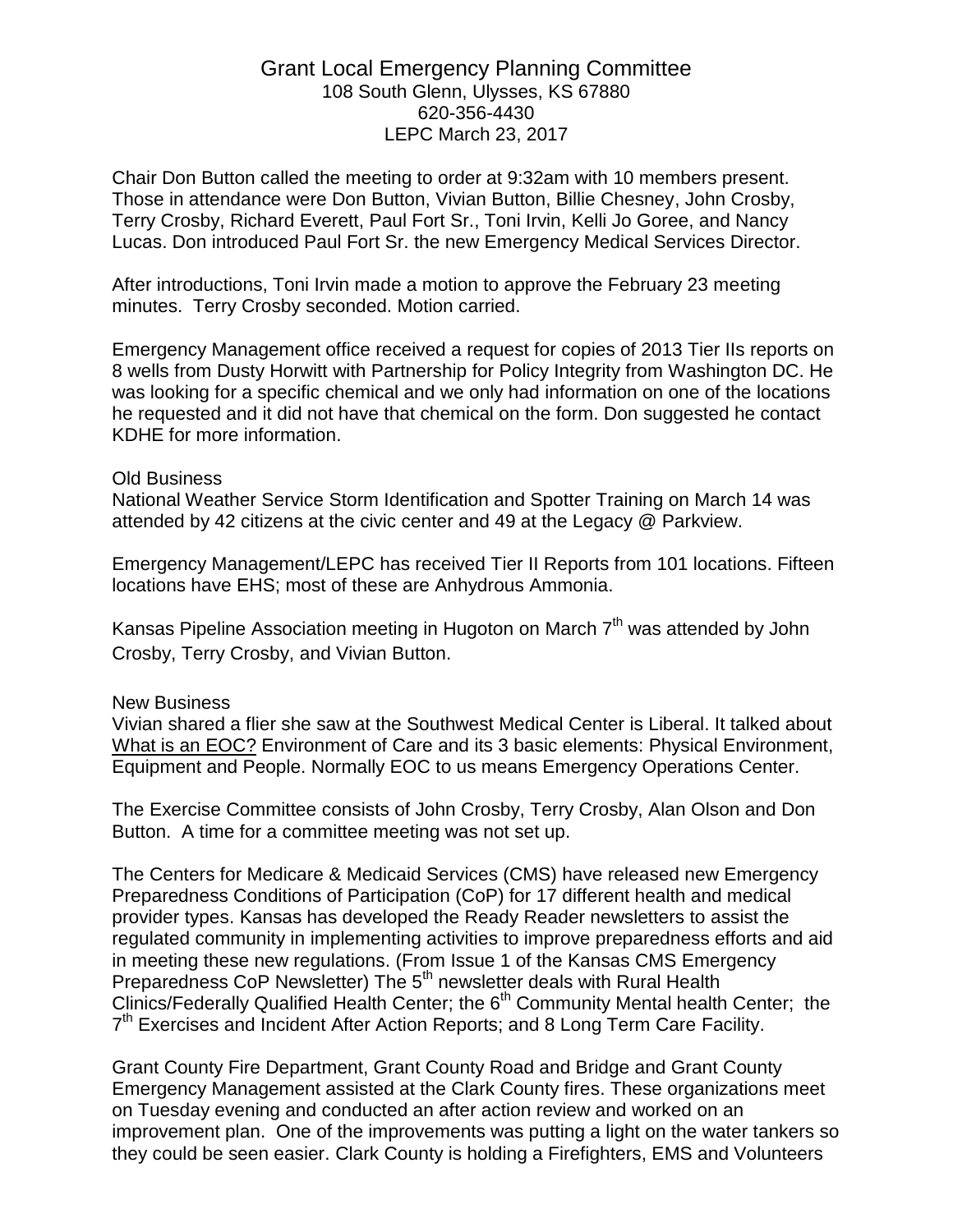# Grant Local Emergency Planning Committee

108 South Glenn, Ulysses, KS 67880
620-356-4430
LEPC March 23, 2017

Chair Don Button called the meeting to order at 9:32am with 10 members present. Those in attendance were Don Button, Vivian Button, Billie Chesney, John Crosby, Terry Crosby, Richard Everett, Paul Fort Sr., Toni Irvin, Kelli Jo Goree, and Nancy Lucas. Don introduced Paul Fort Sr. the new Emergency Medical Services Director.

After introductions, Toni Irvin made a motion to approve the February 23 meeting minutes. Terry Crosby seconded. Motion carried.

Emergency Management office received a request for copies of 2013 Tier IIs reports on 8 wells from Dusty Horwitt with Partnership for Policy Integrity from Washington DC. He was looking for a specific chemical and we only had information on one of the locations he requested and it did not have that chemical on the form. Don suggested he contact KDHE for more information.

Old Business

National Weather Service Storm Identification and Spotter Training on March 14 was attended by 42 citizens at the civic center and 49 at the Legacy @ Parkview.

Emergency Management/LEPC has received Tier II Reports from 101 locations. Fifteen locations have EHS; most of these are Anhydrous Ammonia.

Kansas Pipeline Association meeting in Hugoton on March 7th was attended by John Crosby, Terry Crosby, and Vivian Button.

New Business

Vivian shared a flier she saw at the Southwest Medical Center is Liberal. It talked about <u>What is an EOC?</u> Environment of Care and its 3 basic elements: Physical Environment, Equipment and People. Normally EOC to us means Emergency Operations Center.

The Exercise Committee consists of John Crosby, Terry Crosby, Alan Olson and Don Button. A time for a committee meeting was not set up.

The Centers for Medicare & Medicaid Services (CMS) have released new Emergency Preparedness Conditions of Participation (CoP) for 17 different health and medical provider types. Kansas has developed the Ready Reader newsletters to assist the regulated community in implementing activities to improve preparedness efforts and aid in meeting these new regulations. (From Issue 1 of the Kansas CMS Emergency Preparedness CoP Newsletter) The 5th newsletter deals with Rural Health Clinics/Federally Qualified Health Center; the 6th Community Mental health Center; the 7th Exercises and Incident After Action Reports; and 8 Long Term Care Facility.

Grant County Fire Department, Grant County Road and Bridge and Grant County Emergency Management assisted at the Clark County fires. These organizations meet on Tuesday evening and conducted an after action review and worked on an improvement plan. One of the improvements was putting a light on the water tankers so they could be seen easier. Clark County is holding a Firefighters, EMS and Volunteers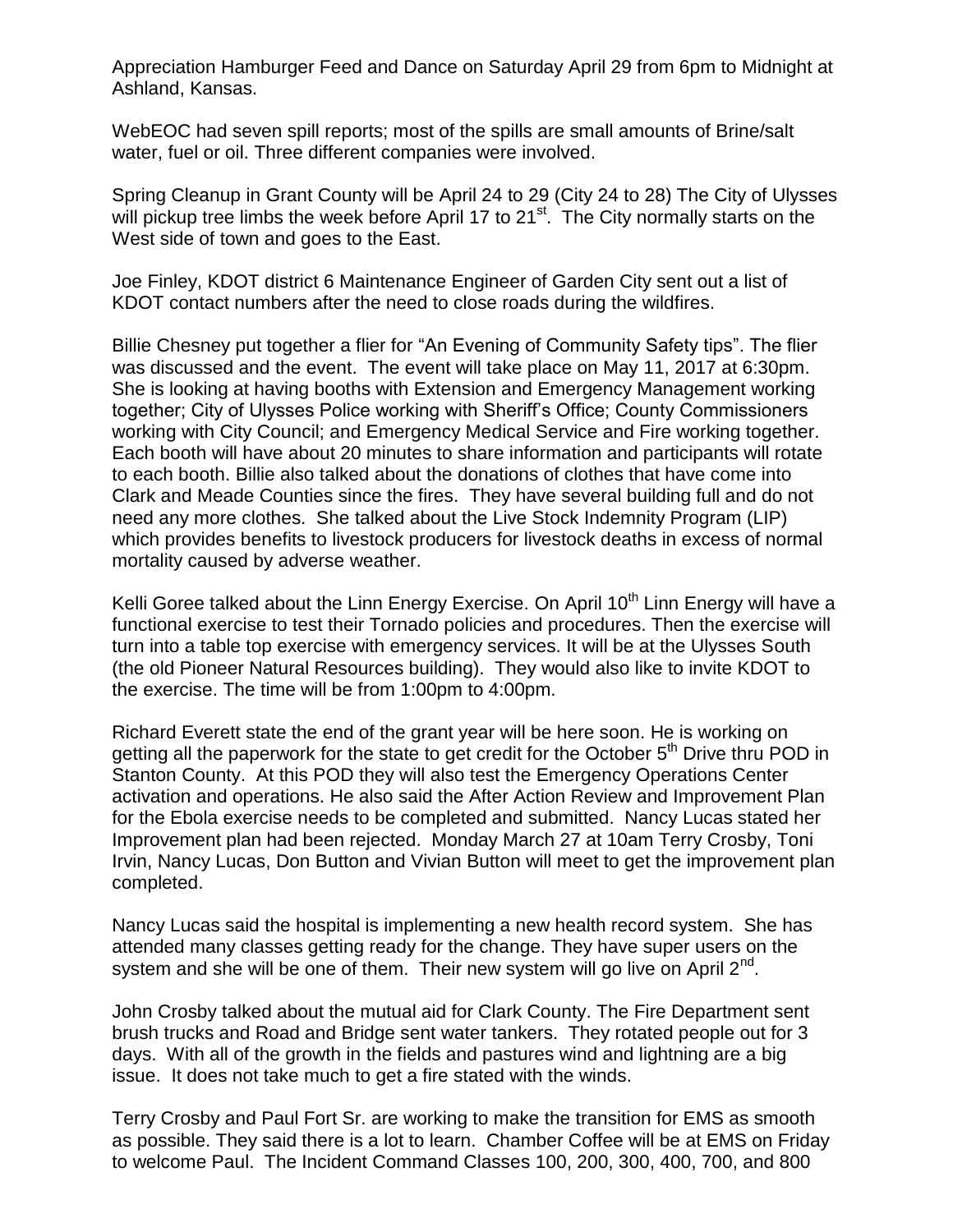Appreciation Hamburger Feed and Dance on Saturday April 29 from 6pm to Midnight at Ashland, Kansas.

WebEOC had seven spill reports; most of the spills are small amounts of Brine/salt water, fuel or oil. Three different companies were involved.

Spring Cleanup in Grant County will be April 24 to 29 (City 24 to 28) The City of Ulysses will pickup tree limbs the week before April 17 to 21st. The City normally starts on the West side of town and goes to the East.

Joe Finley, KDOT district 6 Maintenance Engineer of Garden City sent out a list of KDOT contact numbers after the need to close roads during the wildfires.

Billie Chesney put together a flier for "An Evening of Community Safety tips". The flier was discussed and the event. The event will take place on May 11, 2017 at 6:30pm. She is looking at having booths with Extension and Emergency Management working together; City of Ulysses Police working with Sheriff's Office; County Commissioners working with City Council; and Emergency Medical Service and Fire working together. Each booth will have about 20 minutes to share information and participants will rotate to each booth. Billie also talked about the donations of clothes that have come into Clark and Meade Counties since the fires. They have several building full and do not need any more clothes. She talked about the Live Stock Indemnity Program (LIP) which provides benefits to livestock producers for livestock deaths in excess of normal mortality caused by adverse weather.

Kelli Goree talked about the Linn Energy Exercise. On April 10th Linn Energy will have a functional exercise to test their Tornado policies and procedures. Then the exercise will turn into a table top exercise with emergency services. It will be at the Ulysses South (the old Pioneer Natural Resources building). They would also like to invite KDOT to the exercise. The time will be from 1:00pm to 4:00pm.

Richard Everett state the end of the grant year will be here soon. He is working on getting all the paperwork for the state to get credit for the October 5th Drive thru POD in Stanton County. At this POD they will also test the Emergency Operations Center activation and operations. He also said the After Action Review and Improvement Plan for the Ebola exercise needs to be completed and submitted. Nancy Lucas stated her Improvement plan had been rejected. Monday March 27 at 10am Terry Crosby, Toni Irvin, Nancy Lucas, Don Button and Vivian Button will meet to get the improvement plan completed.

Nancy Lucas said the hospital is implementing a new health record system. She has attended many classes getting ready for the change. They have super users on the system and she will be one of them. Their new system will go live on April 2nd.

John Crosby talked about the mutual aid for Clark County. The Fire Department sent brush trucks and Road and Bridge sent water tankers. They rotated people out for 3 days. With all of the growth in the fields and pastures wind and lightning are a big issue. It does not take much to get a fire stated with the winds.

Terry Crosby and Paul Fort Sr. are working to make the transition for EMS as smooth as possible. They said there is a lot to learn. Chamber Coffee will be at EMS on Friday to welcome Paul. The Incident Command Classes 100, 200, 300, 400, 700, and 800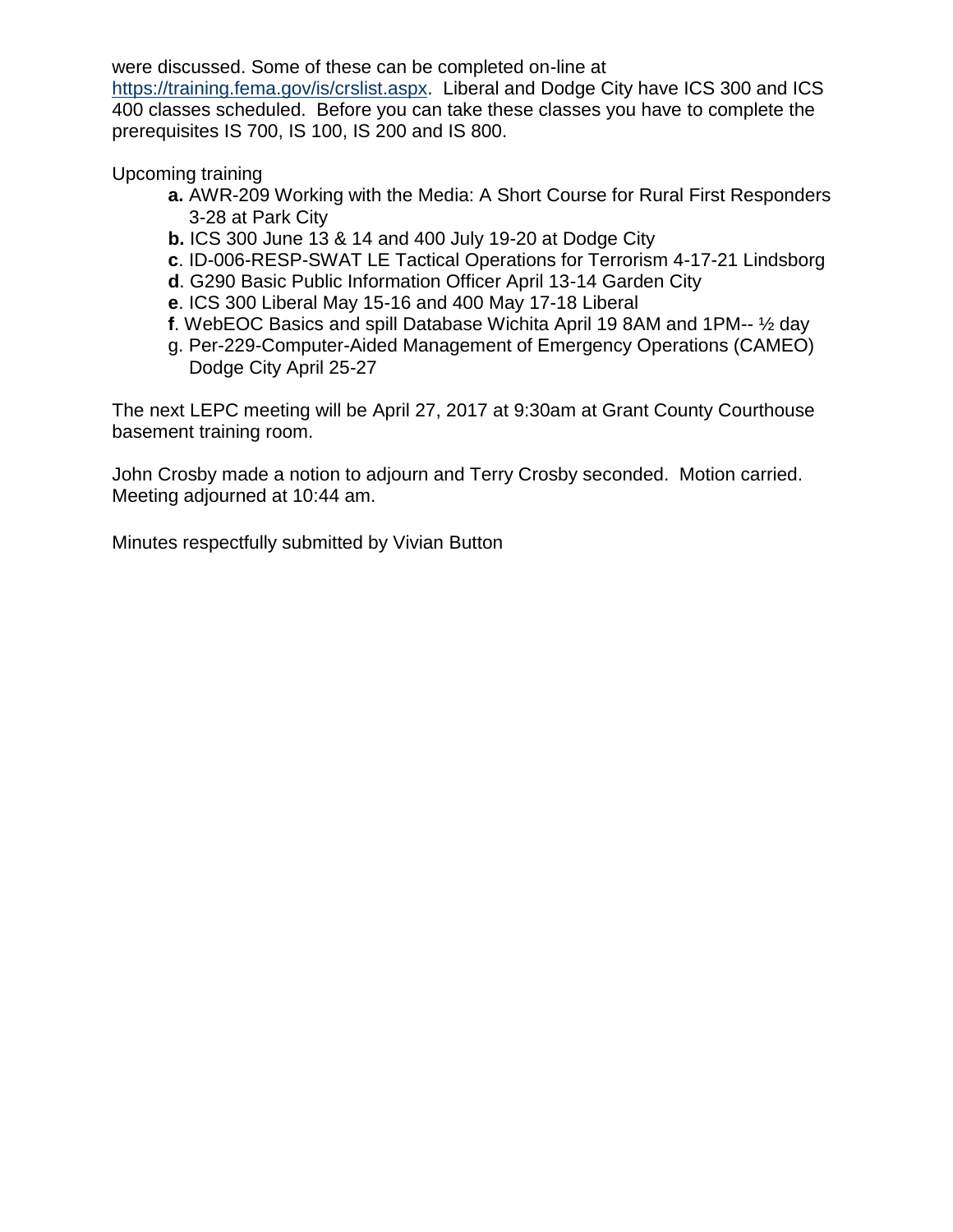were discussed. Some of these can be completed on-line at https://training.fema.gov/is/crslist.aspx. Liberal and Dodge City have ICS 300 and ICS 400 classes scheduled. Before you can take these classes you have to complete the prerequisites IS 700, IS 100, IS 200 and IS 800.

Upcoming training

- **a.** AWR-209 Working with the Media: A Short Course for Rural First Responders 3-28 at Park City
- **b.** ICS 300 June 13 & 14 and 400 July 19-20 at Dodge City
- **c**. ID-006-RESP-SWAT LE Tactical Operations for Terrorism 4-17-21 Lindsborg
- **d**. G290 Basic Public Information Officer April 13-14 Garden City
- **e**. ICS 300 Liberal May 15-16 and 400 May 17-18 Liberal
- **f**. WebEOC Basics and spill Database Wichita April 19 8AM and 1PM-- ½ day
- g. Per-229-Computer-Aided Management of Emergency Operations (CAMEO) Dodge City April 25-27

The next LEPC meeting will be April 27, 2017 at 9:30am at Grant County Courthouse basement training room.

John Crosby made a notion to adjourn and Terry Crosby seconded. Motion carried. Meeting adjourned at 10:44 am.

Minutes respectfully submitted by Vivian Button